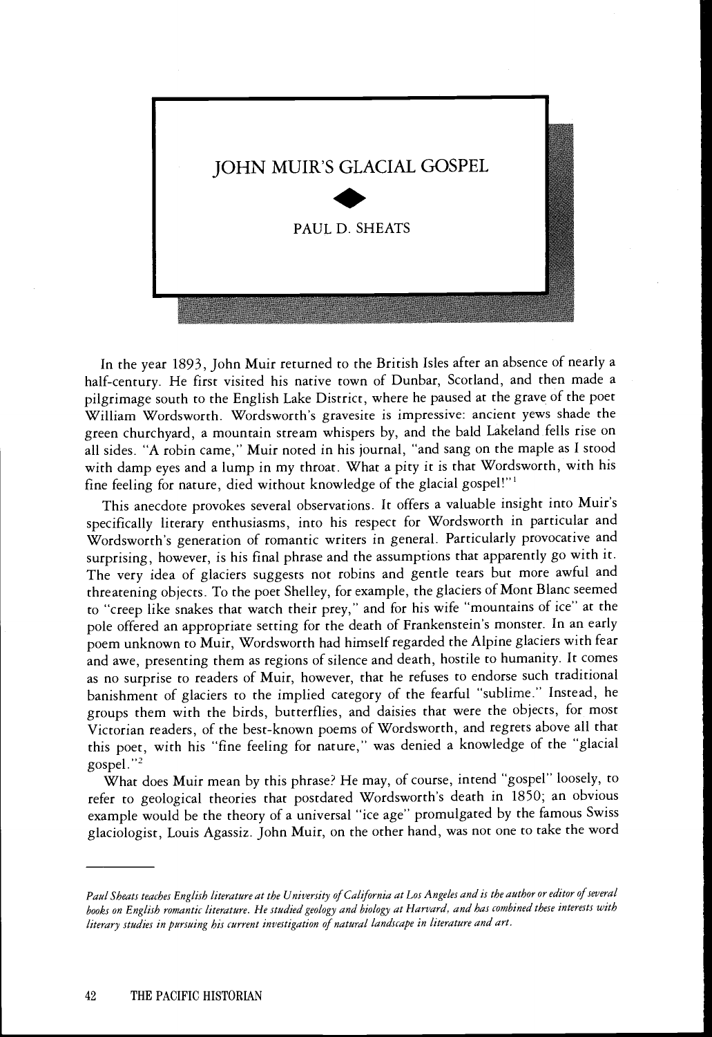# JOHN MUIR'S GLACIAL GOSPEL

PAUL D. SHEATS

In the year 1893, John Muir returned to the British Isles after an absence of nearly a half-century. He first visited his native town of Dunbar, Scotland, and then made a pilgrimage south to the English Lake District, where he paused at the grave of the poet William Wordsworth. Wordsworth's gravesite is impressive: ancient yews shade the green churchyard, a mountain stream whispers by, and the bald Lakeland fells rise on all sides. "A robin came," Muir noted in his journal, "and sang on the maple as I stood with damp eyes and a lump in my throat. What a pity it is that Wordsworth, with his fine feeling for nature, died without knowledge of the glacial gospel!"[1]

This anecdote provokes several observations. It offers a valuable insight into Muir's specifically literary enthusiasms, into his respect for Wordsworth in particular and Wordsworth's generation of romantic writers in general. Particularly provocative and surprising, however, is his final phrase and the assumptions that apparently go with it. The very idea of glaciers suggests not robins and gentle tears but more awful and threatening objects. To the poet Shelley, for example, the glaciers of Mont Blanc seemed to "creep like snakes that watch their prey," and for his wife "mountains of ice" at the pole offered an appropriate setting for the death of Frankenstein's monster. In an early poem unknown to Muir, Wordsworth had himself regarded the Alpine glaciers with fear and awe, presenting them as regions of silence and death, hostile to humanity. It comes as no surprise to readers of Muir, however, that he refuses to endorse such traditional banishment of glaciers to the implied category of the fearful "sublime." Instead, he groups them with the birds, butterflies, and daisies that were the objects, for most Victorian readers, of the best-known poems of Wordsworth, and regrets above all that this poet, with his "fine feeling for nature," was denied a knowledge of the "glacial gospel."[2]

What does Muir mean by this phrase? He may, of course, intend "gospel" loosely, to refer to geological theories that postdated Wordsworth's death in 1850; an obvious example would be the theory of a universal "ice age" promulgated by the famous Swiss glaciologist, Louis Agassiz. John Muir, on the other hand, was not one to take the word

---

*Paul Sheats teaches English literature at the University of California at Los Angeles and is the author or editor of several books on English romantic literature. He studied geology and biology at Harvard, and has combined these interests with literary studies in pursuing his current investigation of natural landscape in literature and art.*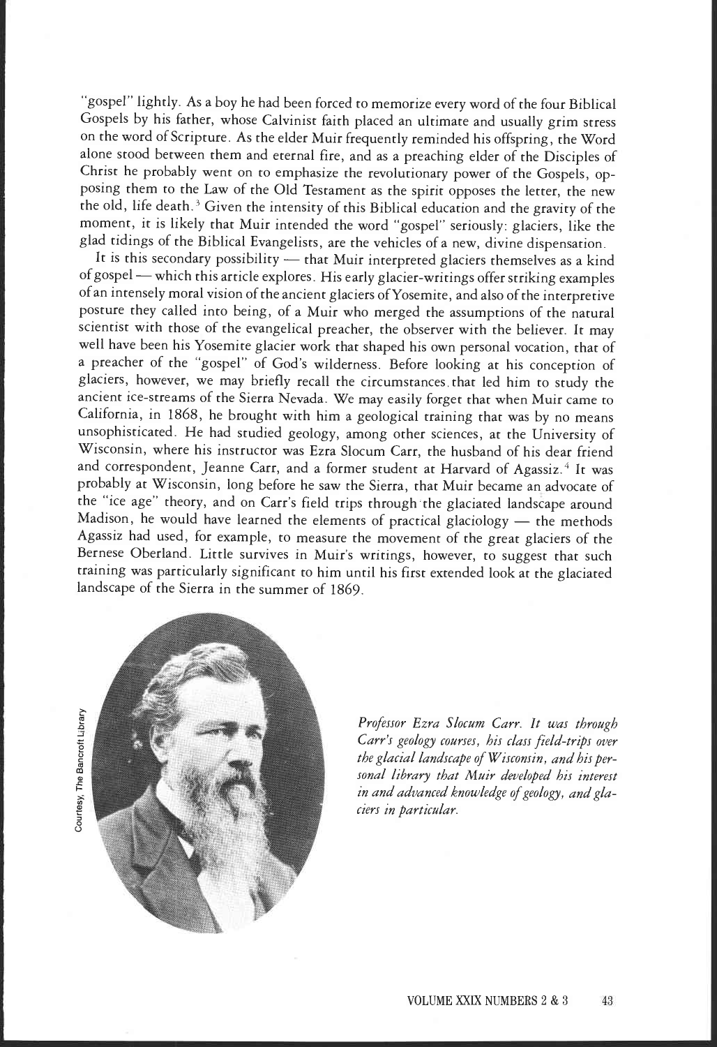"gospel" lightly. As a boy he had been forced to memorize every word of the four Biblical Gospels by his father, whose Calvinist faith placed an ultimate and usually grim stress on the word of Scripture. As the elder Muir frequently reminded his offspring, the Word alone stood between them and eternal fire, and as a preaching elder of the Disciples of Christ he probably went on to emphasize the revolutionary power of the Gospels, opposing them to the Law of the Old Testament as the spirit opposes the letter, the new the old, life death.[3] Given the intensity of this Biblical education and the gravity of the moment, it is likely that Muir intended the word "gospel" seriously: glaciers, like the glad tidings of the Biblical Evangelists, are the vehicles of a new, divine dispensation.

It is this secondary possibility — that Muir interpreted glaciers themselves as a kind of gospel — which this article explores. His early glacier-writings offer striking examples of an intensely moral vision of the ancient glaciers of Yosemite, and also of the interpretive posture they called into being, of a Muir who merged the assumptions of the natural scientist with those of the evangelical preacher, the observer with the believer. It may well have been his Yosemite glacier work that shaped his own personal vocation, that of a preacher of the "gospel" of God's wilderness. Before looking at his conception of glaciers, however, we may briefly recall the circumstances that led him to study the ancient ice-streams of the Sierra Nevada. We may easily forget that when Muir came to California, in 1868, he brought with him a geological training that was by no means unsophisticated. He had studied geology, among other sciences, at the University of Wisconsin, where his instructor was Ezra Slocum Carr, the husband of his dear friend and correspondent, Jeanne Carr, and a former student at Harvard of Agassiz.[4] It was probably at Wisconsin, long before he saw the Sierra, that Muir became an advocate of the "ice age" theory, and on Carr's field trips through the glaciated landscape around Madison, he would have learned the elements of practical glaciology — the methods Agassiz had used, for example, to measure the movement of the great glaciers of the Bernese Oberland. Little survives in Muir's writings, however, to suggest that such training was particularly significant to him until his first extended look at the glaciated landscape of the Sierra in the summer of 1869.

Courtesy, The Bancroft Library

*Professor Ezra Slocum Carr. It was through Carr's geology courses, his class field-trips over the glacial landscape of Wisconsin, and his personal library that Muir developed his interest in and advanced knowledge of geology, and glaciers in particular.*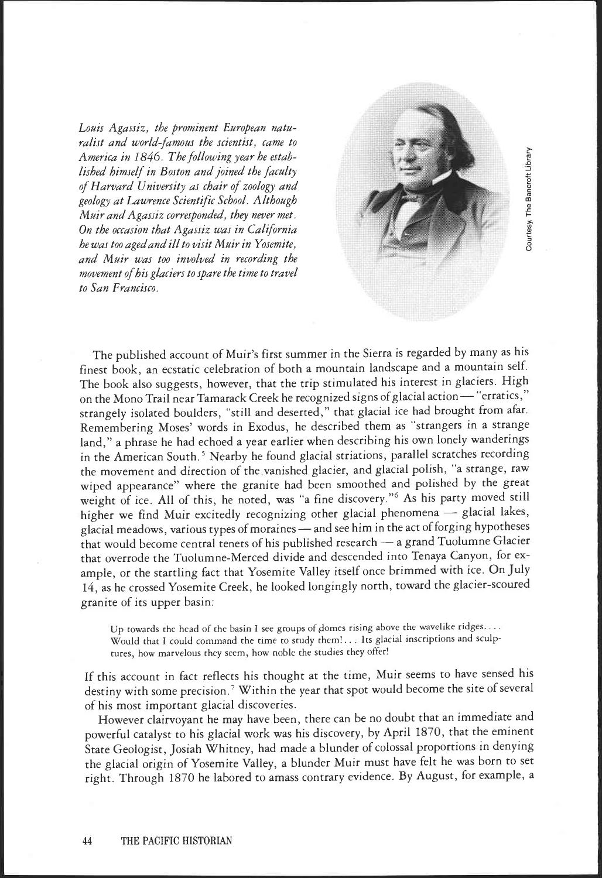*Louis Agassiz, the prominent European naturalist and world-famous the scientist, came to America in 1846. The following year he established himself in Boston and joined the faculty of Harvard University as chair of zoology and geology at Lawrence Scientific School. Although Muir and Agassiz corresponded, they never met. On the occasion that Agassiz was in California he was too aged and ill to visit Muir in Yosemite, and Muir was too involved in recording the movement of his glaciers to spare the time to travel to San Francisco.*

Courtesy, The Bancroft Library

The published account of Muir's first summer in the Sierra is regarded by many as his finest book, an ecstatic celebration of both a mountain landscape and a mountain self. The book also suggests, however, that the trip stimulated his interest in glaciers. High on the Mono Trail near Tamarack Creek he recognized signs of glacial action — "erratics," strangely isolated boulders, "still and deserted," that glacial ice had brought from afar. Remembering Moses' words in Exodus, he described them as "strangers in a strange land," a phrase he had echoed a year earlier when describing his own lonely wanderings in the American South.[5] Nearby he found glacial striations, parallel scratches recording the movement and direction of the vanished glacier, and glacial polish, "a strange, raw wiped appearance" where the granite had been smoothed and polished by the great weight of ice. All of this, he noted, was "a fine discovery."[6] As his party moved still higher we find Muir excitedly recognizing other glacial phenomena — glacial lakes, glacial meadows, various types of moraines — and see him in the act of forging hypotheses that would become central tenets of his published research — a grand Tuolumne Glacier that overrode the Tuolumne-Merced divide and descended into Tenaya Canyon, for example, or the startling fact that Yosemite Valley itself once brimmed with ice. On July 14, as he crossed Yosemite Creek, he looked longingly north, toward the glacier-scoured granite of its upper basin:

> Up towards the head of the basin I see groups of domes rising above the wavelike ridges. . . . Would that I could command the time to study them! . . . Its glacial inscriptions and sculptures, how marvelous they seem, how noble the studies they offer!

If this account in fact reflects his thought at the time, Muir seems to have sensed his destiny with some precision.[7] Within the year that spot would become the site of several of his most important glacial discoveries.

However clairvoyant he may have been, there can be no doubt that an immediate and powerful catalyst to his glacial work was his discovery, by April 1870, that the eminent State Geologist, Josiah Whitney, had made a blunder of colossal proportions in denying the glacial origin of Yosemite Valley, a blunder Muir must have felt he was born to set right. Through 1870 he labored to amass contrary evidence. By August, for example, a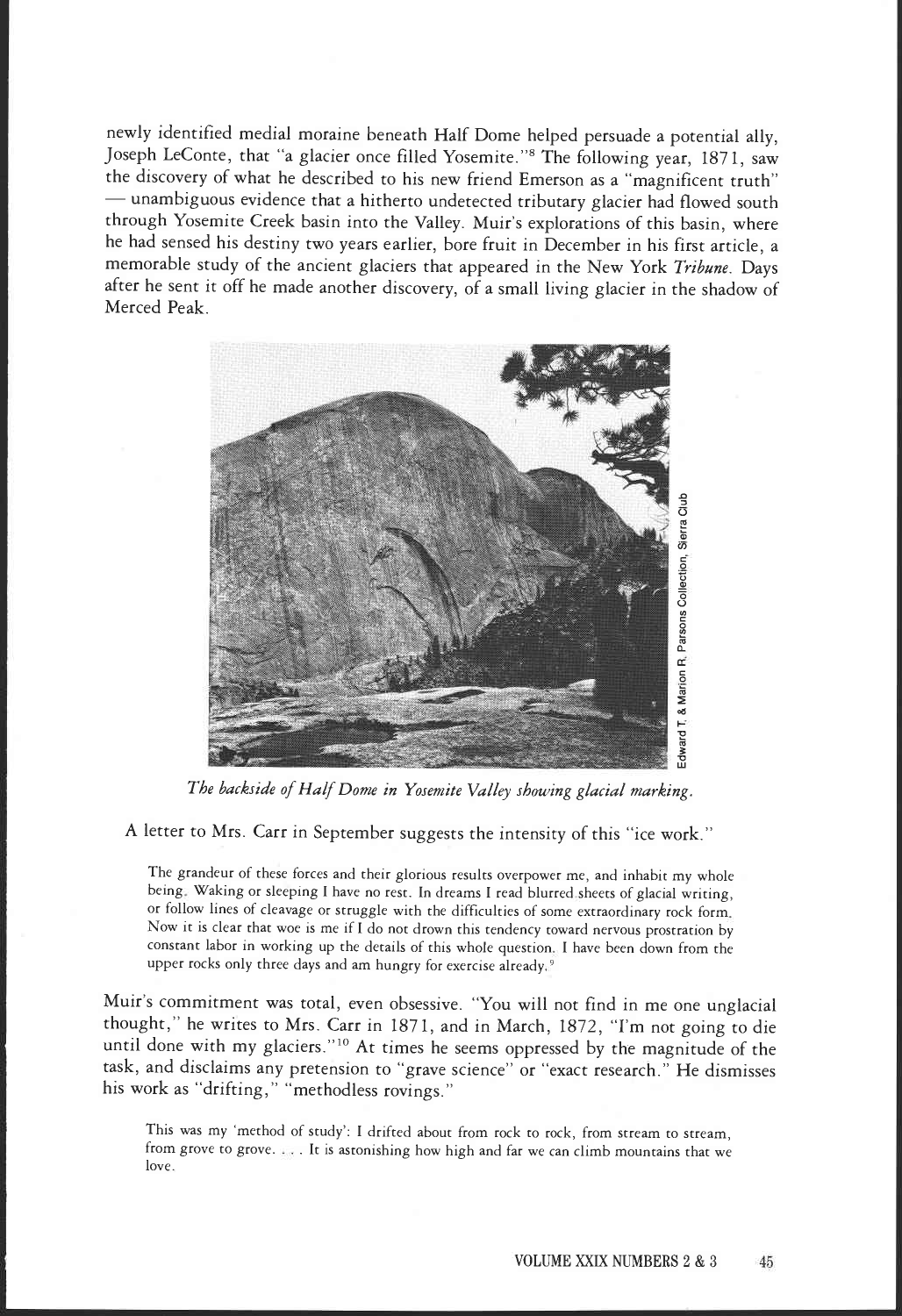newly identified medial moraine beneath Half Dome helped persuade a potential ally, Joseph LeConte, that "a glacier once filled Yosemite."[8] The following year, 1871, saw the discovery of what he described to his new friend Emerson as a "magnificent truth" — unambiguous evidence that a hitherto undetected tributary glacier had flowed south through Yosemite Creek basin into the Valley. Muir's explorations of this basin, where he had sensed his destiny two years earlier, bore fruit in December in his first article, a memorable study of the ancient glaciers that appeared in the New York *Tribune*. Days after he sent it off he made another discovery, of a small living glacier in the shadow of Merced Peak.

Edward T. & Marion R. Parsons Collection, Sierra Club

*The backside of Half Dome in Yosemite Valley showing glacial marking.*

A letter to Mrs. Carr in September suggests the intensity of this "ice work."

> The grandeur of these forces and their glorious results overpower me, and inhabit my whole being. Waking or sleeping I have no rest. In dreams I read blurred sheets of glacial writing, or follow lines of cleavage or struggle with the difficulties of some extraordinary rock form. Now it is clear that woe is me if I do not drown this tendency toward nervous prostration by constant labor in working up the details of this whole question. I have been down from the upper rocks only three days and am hungry for exercise already.[9]

Muir's commitment was total, even obsessive. "You will not find in me one unglacial thought," he writes to Mrs. Carr in 1871, and in March, 1872, "I'm not going to die until done with my glaciers."[10] At times he seems oppressed by the magnitude of the task, and disclaims any pretension to "grave science" or "exact research." He dismisses his work as "drifting," "methodless rovings."

> This was my 'method of study': I drifted about from rock to rock, from stream to stream, from grove to grove. . . . It is astonishing how high and far we can climb mountains that we love.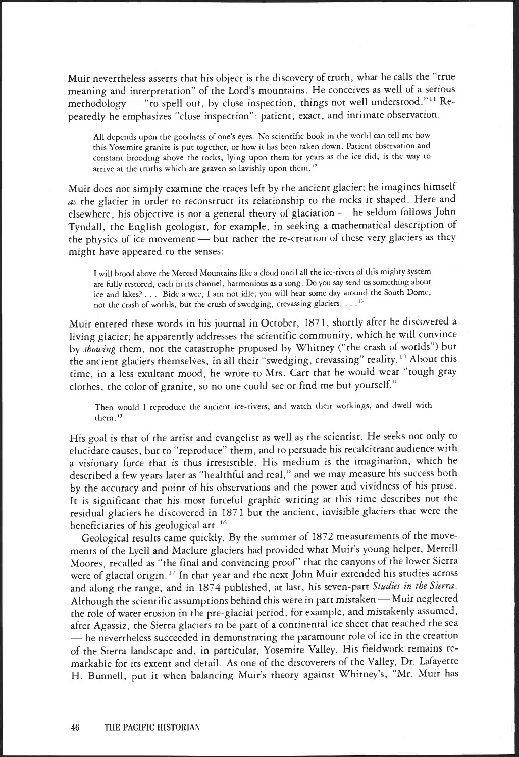Muir nevertheless asserts that his object is the discovery of truth, what he calls the "true meaning and interpretation" of the Lord's mountains. He conceives as well of a serious methodology — "to spell out, by close inspection, things not well understood."[11] Repeatedly he emphasizes "close inspection": patient, exact, and intimate observation.

> All depends upon the goodness of one's eyes. No scientific book in the world can tell me how this Yosemite granite is put together, or how it has been taken down. Patient observation and constant brooding above the rocks, lying upon them for years as the ice did, is the way to arrive at the truths which are graven so lavishly upon them.[12]

Muir does not simply examine the traces left by the ancient glacier; he imagines himself *as* the glacier in order to reconstruct its relationship to the rocks it shaped. Here and elsewhere, his objective is not a general theory of glaciation — he seldom follows John Tyndall, the English geologist, for example, in seeking a mathematical description of the physics of ice movement — but rather the re-creation of these very glaciers as they might have appeared to the senses:

> I will brood above the Merced Mountains like a cloud until all the ice-rivers of this mighty system are fully restored, each in its channel, harmonious as a song. Do you say send us something about ice and lakes? . . . Bide a wee, I am not idle; you will hear some day around the South Dome, not the crash of worlds, but the crush of swedging, crevassing glaciers. . . .[13]

Muir entered these words in his journal in October, 1871, shortly after he discovered a living glacier; he apparently addresses the scientific community, which he will convince by *showing* them, not the catastrophe proposed by Whitney ("the crash of worlds") but the ancient glaciers themselves, in all their "swedging, crevassing" reality.[14] About this time, in a less exultant mood, he wrote to Mrs. Carr that he would wear "tough gray clothes, the color of granite, so no one could see or find me but yourself."

> Then would I reproduce the ancient ice-rivers, and watch their workings, and dwell with them.[15]

His goal is that of the artist and evangelist as well as the scientist. He seeks not only to elucidate causes, but to "reproduce" them, and to persuade his recalcitrant audience with a visionary force that is thus irresistible. His medium is the imagination, which he described a few years later as "healthful and real," and we may measure his success both by the accuracy and point of his observations and the power and vividness of his prose. It is significant that his most forceful graphic writing at this time describes not the residual glaciers he discovered in 1871 but the ancient, invisible glaciers that were the beneficiaries of his geological art.[16]

Geological results came quickly. By the summer of 1872 measurements of the movements of the Lyell and Maclure glaciers had provided what Muir's young helper, Merrill Moores, recalled as "the final and convincing proof" that the canyons of the lower Sierra were of glacial origin.[17] In that year and the next John Muir extended his studies across and along the range, and in 1874 published, at last, his seven-part *Studies in the Sierra*. Although the scientific assumptions behind this were in part mistaken — Muir neglected the role of water erosion in the pre-glacial period, for example, and mistakenly assumed, after Agassiz, the Sierra glaciers to be part of a continental ice sheet that reached the sea — he nevertheless succeeded in demonstrating the paramount role of ice in the creation of the Sierra landscape and, in particular, Yosemite Valley. His fieldwork remains remarkable for its extent and detail. As one of the discoverers of the Valley, Dr. Lafayette H. Bunnell, put it when balancing Muir's theory against Whitney's, "Mr. Muir has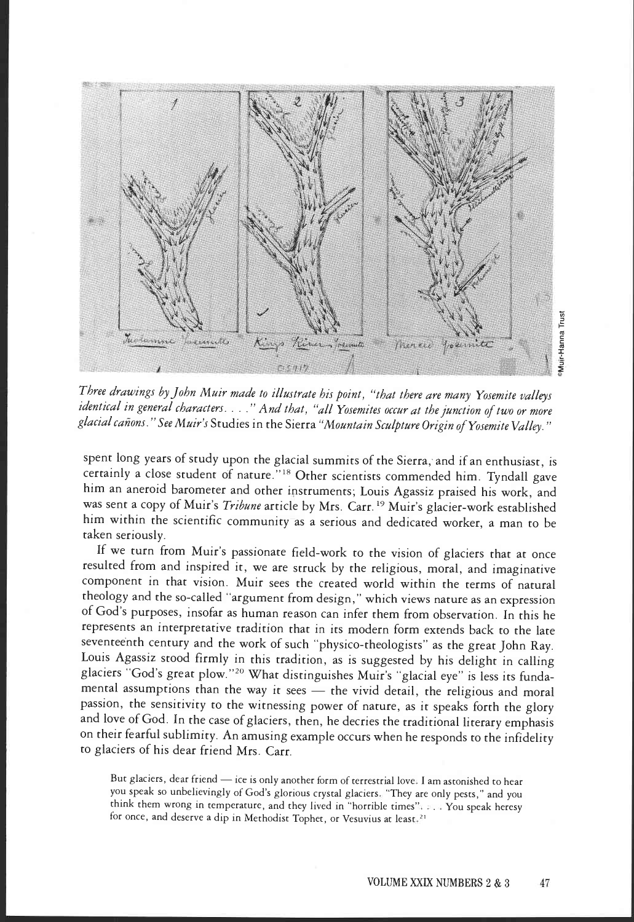*Three drawings by John Muir made to illustrate his point, "that there are many Yosemite valleys identical in general characters. . . ." And that, "all Yosemites occur at the junction of two or more glacial cañons." See Muir's* Studies in the Sierra *"Mountain Sculpture Origin of Yosemite Valley."*

spent long years of study upon the glacial summits of the Sierra, and if an enthusiast, is certainly a close student of nature."[18] Other scientists commended him. Tyndall gave him an aneroid barometer and other instruments; Louis Agassiz praised his work, and was sent a copy of Muir's *Tribune* article by Mrs. Carr.[19] Muir's glacier-work established him within the scientific community as a serious and dedicated worker, a man to be taken seriously.

If we turn from Muir's passionate field-work to the vision of glaciers that at once resulted from and inspired it, we are struck by the religious, moral, and imaginative component in that vision. Muir sees the created world within the terms of natural theology and the so-called "argument from design," which views nature as an expression of God's purposes, insofar as human reason can infer them from observation. In this he represents an interpretative tradition that in its modern form extends back to the late seventeenth century and the work of such "physico-theologists" as the great John Ray. Louis Agassiz stood firmly in this tradition, as is suggested by his delight in calling glaciers "God's great plow."[20] What distinguishes Muir's "glacial eye" is less its fundamental assumptions than the way it sees — the vivid detail, the religious and moral passion, the sensitivity to the witnessing power of nature, as it speaks forth the glory and love of God. In the case of glaciers, then, he decries the traditional literary emphasis on their fearful sublimity. An amusing example occurs when he responds to the infidelity to glaciers of his dear friend Mrs. Carr.

> But glaciers, dear friend — ice is only another form of terrestrial love. I am astonished to hear you speak so unbelievingly of God's glorious crystal glaciers. "They are only pests," and you think them wrong in temperature, and they lived in "horrible times". . . . You speak heresy for once, and deserve a dip in Methodist Tophet, or Vesuvius at least.[21]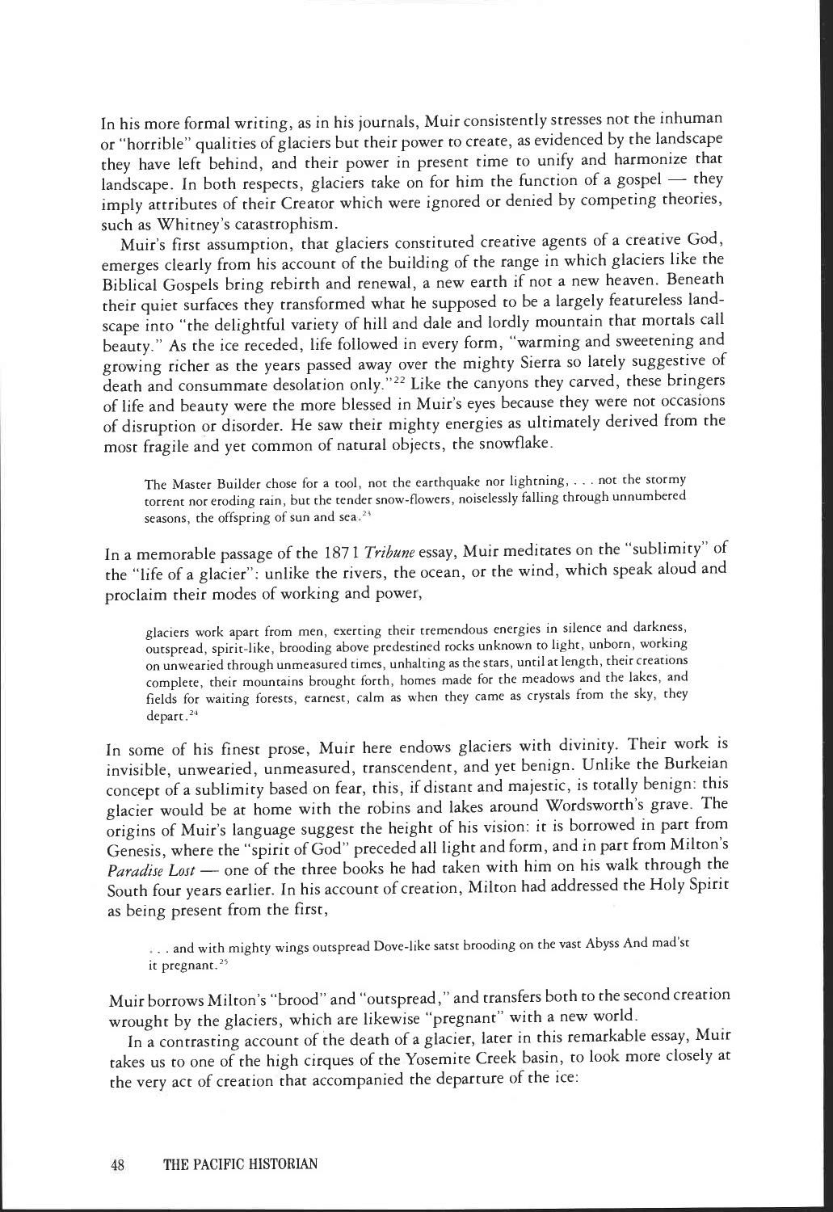In his more formal writing, as in his journals, Muir consistently stresses not the inhuman or "horrible" qualities of glaciers but their power to create, as evidenced by the landscape they have left behind, and their power in present time to unify and harmonize that landscape. In both respects, glaciers take on for him the function of a gospel — they imply attributes of their Creator which were ignored or denied by competing theories, such as Whitney's catastrophism.

Muir's first assumption, that glaciers constituted creative agents of a creative God, emerges clearly from his account of the building of the range in which glaciers like the Biblical Gospels bring rebirth and renewal, a new earth if not a new heaven. Beneath their quiet surfaces they transformed what he supposed to be a largely featureless landscape into "the delightful variety of hill and dale and lordly mountain that mortals call beauty." As the ice receded, life followed in every form, "warming and sweetening and growing richer as the years passed away over the mighty Sierra so lately suggestive of death and consummate desolation only."[22] Like the canyons they carved, these bringers of life and beauty were the more blessed in Muir's eyes because they were not occasions of disruption or disorder. He saw their mighty energies as ultimately derived from the most fragile and yet common of natural objects, the snowflake.

> The Master Builder chose for a tool, not the earthquake nor lightning, . . . not the stormy torrent nor eroding rain, but the tender snow-flowers, noiselessly falling through unnumbered seasons, the offspring of sun and sea.[23]

In a memorable passage of the 1871 *Tribune* essay, Muir meditates on the "sublimity" of the "life of a glacier": unlike the rivers, the ocean, or the wind, which speak aloud and proclaim their modes of working and power,

> glaciers work apart from men, exerting their tremendous energies in silence and darkness, outspread, spirit-like, brooding above predestined rocks unknown to light, unborn, working on unwearied through unmeasured times, unhalting as the stars, until at length, their creations complete, their mountains brought forth, homes made for the meadows and the lakes, and fields for waiting forests, earnest, calm as when they came as crystals from the sky, they depart.[24]

In some of his finest prose, Muir here endows glaciers with divinity. Their work is invisible, unwearied, unmeasured, transcendent, and yet benign. Unlike the Burkeian concept of a sublimity based on fear, this, if distant and majestic, is totally benign: this glacier would be at home with the robins and lakes around Wordsworth's grave. The origins of Muir's language suggest the height of his vision: it is borrowed in part from Genesis, where the "spirit of God" preceded all light and form, and in part from Milton's *Paradise Lost* — one of the three books he had taken with him on his walk through the South four years earlier. In his account of creation, Milton had addressed the Holy Spirit as being present from the first,

> . . . and with mighty wings outspread Dove-like satst brooding on the vast Abyss And mad'st it pregnant.[25]

Muir borrows Milton's "brood" and "outspread," and transfers both to the second creation wrought by the glaciers, which are likewise "pregnant" with a new world.

In a contrasting account of the death of a glacier, later in this remarkable essay, Muir takes us to one of the high cirques of the Yosemite Creek basin, to look more closely at the very act of creation that accompanied the departure of the ice: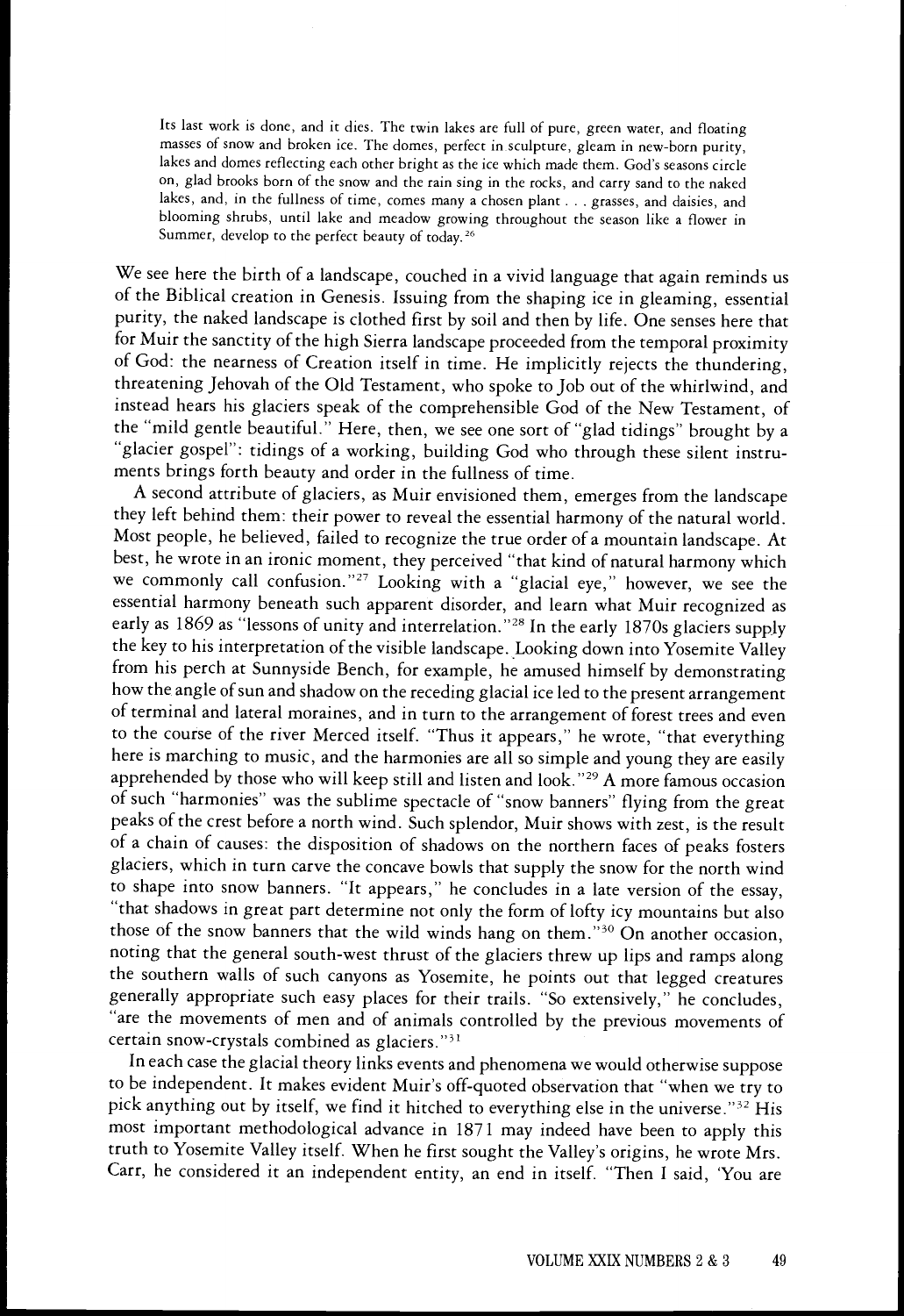> Its last work is done, and it dies. The twin lakes are full of pure, green water, and floating masses of snow and broken ice. The domes, perfect in sculpture, gleam in new-born purity, lakes and domes reflecting each other bright as the ice which made them. God's seasons circle on, glad brooks born of the snow and the rain sing in the rocks, and carry sand to the naked lakes, and, in the fullness of time, comes many a chosen plant . . . grasses, and daisies, and blooming shrubs, until lake and meadow growing throughout the season like a flower in Summer, develop to the perfect beauty of today.[26]

We see here the birth of a landscape, couched in a vivid language that again reminds us of the Biblical creation in Genesis. Issuing from the shaping ice in gleaming, essential purity, the naked landscape is clothed first by soil and then by life. One senses here that for Muir the sanctity of the high Sierra landscape proceeded from the temporal proximity of God: the nearness of Creation itself in time. He implicitly rejects the thundering, threatening Jehovah of the Old Testament, who spoke to Job out of the whirlwind, and instead hears his glaciers speak of the comprehensible God of the New Testament, of the "mild gentle beautiful." Here, then, we see one sort of "glad tidings" brought by a "glacier gospel": tidings of a working, building God who through these silent instruments brings forth beauty and order in the fullness of time.

A second attribute of glaciers, as Muir envisioned them, emerges from the landscape they left behind them: their power to reveal the essential harmony of the natural world. Most people, he believed, failed to recognize the true order of a mountain landscape. At best, he wrote in an ironic moment, they perceived "that kind of natural harmony which we commonly call confusion."[27] Looking with a "glacial eye," however, we see the essential harmony beneath such apparent disorder, and learn what Muir recognized as early as 1869 as "lessons of unity and interrelation."[28] In the early 1870s glaciers supply the key to his interpretation of the visible landscape. Looking down into Yosemite Valley from his perch at Sunnyside Bench, for example, he amused himself by demonstrating how the angle of sun and shadow on the receding glacial ice led to the present arrangement of terminal and lateral moraines, and in turn to the arrangement of forest trees and even to the course of the river Merced itself. "Thus it appears," he wrote, "that everything here is marching to music, and the harmonies are all so simple and young they are easily apprehended by those who will keep still and listen and look."[29] A more famous occasion of such "harmonies" was the sublime spectacle of "snow banners" flying from the great peaks of the crest before a north wind. Such splendor, Muir shows with zest, is the result of a chain of causes: the disposition of shadows on the northern faces of peaks fosters glaciers, which in turn carve the concave bowls that supply the snow for the north wind to shape into snow banners. "It appears," he concludes in a late version of the essay, "that shadows in great part determine not only the form of lofty icy mountains but also those of the snow banners that the wild winds hang on them."[30] On another occasion, noting that the general south-west thrust of the glaciers threw up lips and ramps along the southern walls of such canyons as Yosemite, he points out that legged creatures generally appropriate such easy places for their trails. "So extensively," he concludes, "are the movements of men and of animals controlled by the previous movements of certain snow-crystals combined as glaciers."[31]

In each case the glacial theory links events and phenomena we would otherwise suppose to be independent. It makes evident Muir's oft-quoted observation that "when we try to pick anything out by itself, we find it hitched to everything else in the universe."[32] His most important methodological advance in 1871 may indeed have been to apply this truth to Yosemite Valley itself. When he first sought the Valley's origins, he wrote Mrs. Carr, he considered it an independent entity, an end in itself. "Then I said, 'You are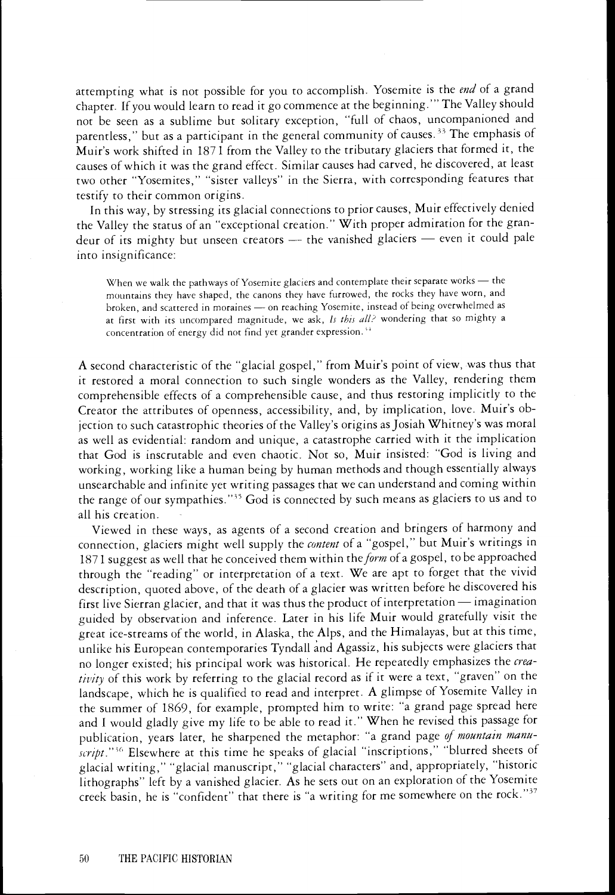attempting what is not possible for you to accomplish. Yosemite is the *end* of a grand chapter. If you would learn to read it go commence at the beginning.'" The Valley should not be seen as a sublime but solitary exception, "full of chaos, uncompanioned and parentless," but as a participant in the general community of causes.[33] The emphasis of Muir's work shifted in 1871 from the Valley to the tributary glaciers that formed it, the causes of which it was the grand effect. Similar causes had carved, he discovered, at least two other "Yosemites," "sister valleys" in the Sierra, with corresponding features that testify to their common origins.

In this way, by stressing its glacial connections to prior causes, Muir effectively denied the Valley the status of an "exceptional creation." With proper admiration for the grandeur of its mighty but unseen creators — the vanished glaciers — even it could pale into insignificance:

> When we walk the pathways of Yosemite glaciers and contemplate their separate works — the mountains they have shaped, the canons they have furrowed, the rocks they have worn, and broken, and scattered in moraines — on reaching Yosemite, instead of being overwhelmed as at first with its uncompared magnitude, we ask, *Is this all?* wondering that so mighty a concentration of energy did not find yet grander expression.[34]

A second characteristic of the "glacial gospel," from Muir's point of view, was thus that it restored a moral connection to such single wonders as the Valley, rendering them comprehensible effects of a comprehensible cause, and thus restoring implicitly to the Creator the attributes of openness, accessibility, and, by implication, love. Muir's objection to such catastrophic theories of the Valley's origins as Josiah Whitney's was moral as well as evidential: random and unique, a catastrophe carried with it the implication that God is inscrutable and even chaotic. Not so, Muir insisted: "God is living and working, working like a human being by human methods and though essentially always unsearchable and infinite yet writing passages that we can understand and coming within the range of our sympathies."[35] God is connected by such means as glaciers to us and to all his creation.

Viewed in these ways, as agents of a second creation and bringers of harmony and connection, glaciers might well supply the *content* of a "gospel," but Muir's writings in 1871 suggest as well that he conceived them within the *form* of a gospel, to be approached through the "reading" or interpretation of a text. We are apt to forget that the vivid description, quoted above, of the death of a glacier was written before he discovered his first live Sierran glacier, and that it was thus the product of interpretation — imagination guided by observation and inference. Later in his life Muir would gratefully visit the great ice-streams of the world, in Alaska, the Alps, and the Himalayas, but at this time, unlike his European contemporaries Tyndall and Agassiz, his subjects were glaciers that no longer existed; his principal work was historical. He repeatedly emphasizes the *creativity* of this work by referring to the glacial record as if it were a text, "graven" on the landscape, which he is qualified to read and interpret. A glimpse of Yosemite Valley in the summer of 1869, for example, prompted him to write: "a grand page spread here and I would gladly give my life to be able to read it." When he revised this passage for publication, years later, he sharpened the metaphor: "a grand page *of mountain manuscript*."[36] Elsewhere at this time he speaks of glacial "inscriptions," "blurred sheets of glacial writing," "glacial manuscript," "glacial characters" and, appropriately, "historic lithographs" left by a vanished glacier. As he sets out on an exploration of the Yosemite creek basin, he is "confident" that there is "a writing for me somewhere on the rock."[37]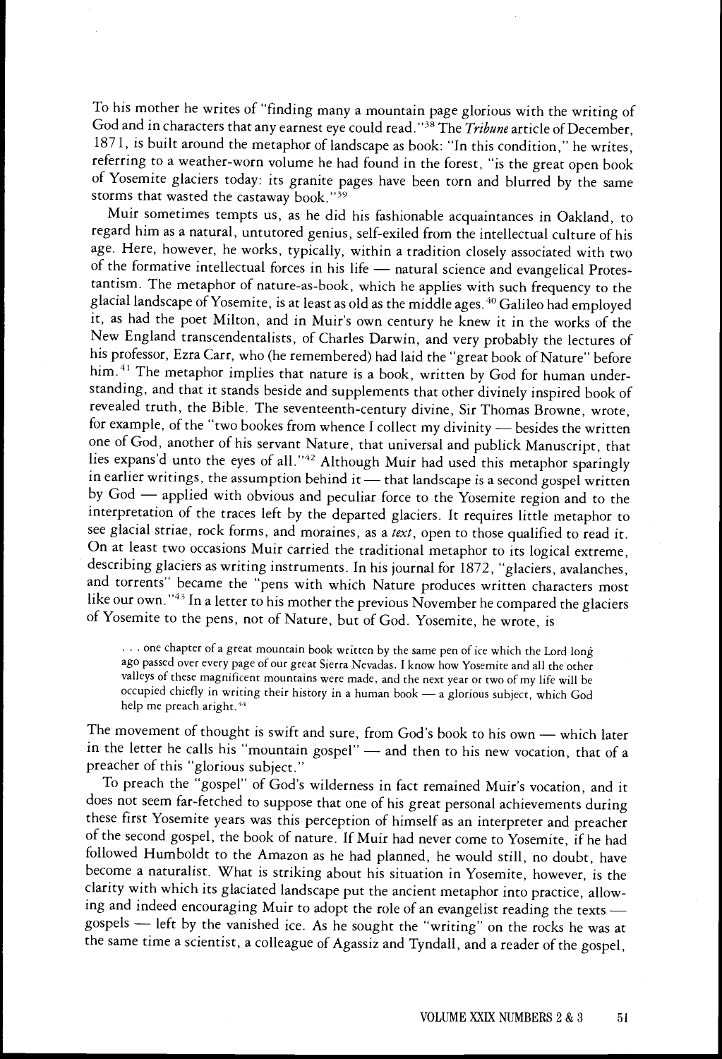To his mother he writes of "finding many a mountain page glorious with the writing of God and in characters that any earnest eye could read."[38] The *Tribune* article of December, 1871, is built around the metaphor of landscape as book: "In this condition," he writes, referring to a weather-worn volume he had found in the forest, "is the great open book of Yosemite glaciers today: its granite pages have been torn and blurred by the same storms that wasted the castaway book."[39]

Muir sometimes tempts us, as he did his fashionable acquaintances in Oakland, to regard him as a natural, untutored genius, self-exiled from the intellectual culture of his age. Here, however, he works, typically, within a tradition closely associated with two of the formative intellectual forces in his life — natural science and evangelical Protestantism. The metaphor of nature-as-book, which he applies with such frequency to the glacial landscape of Yosemite, is at least as old as the middle ages.[40] Galileo had employed it, as had the poet Milton, and in Muir's own century he knew it in the works of the New England transcendentalists, of Charles Darwin, and very probably the lectures of his professor, Ezra Carr, who (he remembered) had laid the "great book of Nature" before him.[41] The metaphor implies that nature is a book, written by God for human understanding, and that it stands beside and supplements that other divinely inspired book of revealed truth, the Bible. The seventeenth-century divine, Sir Thomas Browne, wrote, for example, of the "two bookes from whence I collect my divinity — besides the written one of God, another of his servant Nature, that universal and publick Manuscript, that lies expans'd unto the eyes of all."[42] Although Muir had used this metaphor sparingly in earlier writings, the assumption behind it — that landscape is a second gospel written by God — applied with obvious and peculiar force to the Yosemite region and to the interpretation of the traces left by the departed glaciers. It requires little metaphor to see glacial striae, rock forms, and moraines, as a *text*, open to those qualified to read it. On at least two occasions Muir carried the traditional metaphor to its logical extreme, describing glaciers as writing instruments. In his journal for 1872, "glaciers, avalanches, and torrents" became the "pens with which Nature produces written characters most like our own."[43] In a letter to his mother the previous November he compared the glaciers of Yosemite to the pens, not of Nature, but of God. Yosemite, he wrote, is

> . . . one chapter of a great mountain book written by the same pen of ice which the Lord long ago passed over every page of our great Sierra Nevadas. I know how Yosemite and all the other valleys of these magnificent mountains were made, and the next year or two of my life will be occupied chiefly in writing their history in a human book — a glorious subject, which God help me preach aright.[44]

The movement of thought is swift and sure, from God's book to his own — which later in the letter he calls his "mountain gospel" — and then to his new vocation, that of a preacher of this "glorious subject."

To preach the "gospel" of God's wilderness in fact remained Muir's vocation, and it does not seem far-fetched to suppose that one of his great personal achievements during these first Yosemite years was this perception of himself as an interpreter and preacher of the second gospel, the book of nature. If Muir had never come to Yosemite, if he had followed Humboldt to the Amazon as he had planned, he would still, no doubt, have become a naturalist. What is striking about his situation in Yosemite, however, is the clarity with which its glaciated landscape put the ancient metaphor into practice, allowing and indeed encouraging Muir to adopt the role of an evangelist reading the texts — gospels — left by the vanished ice. As he sought the "writing" on the rocks he was at the same time a scientist, a colleague of Agassiz and Tyndall, and a reader of the gospel,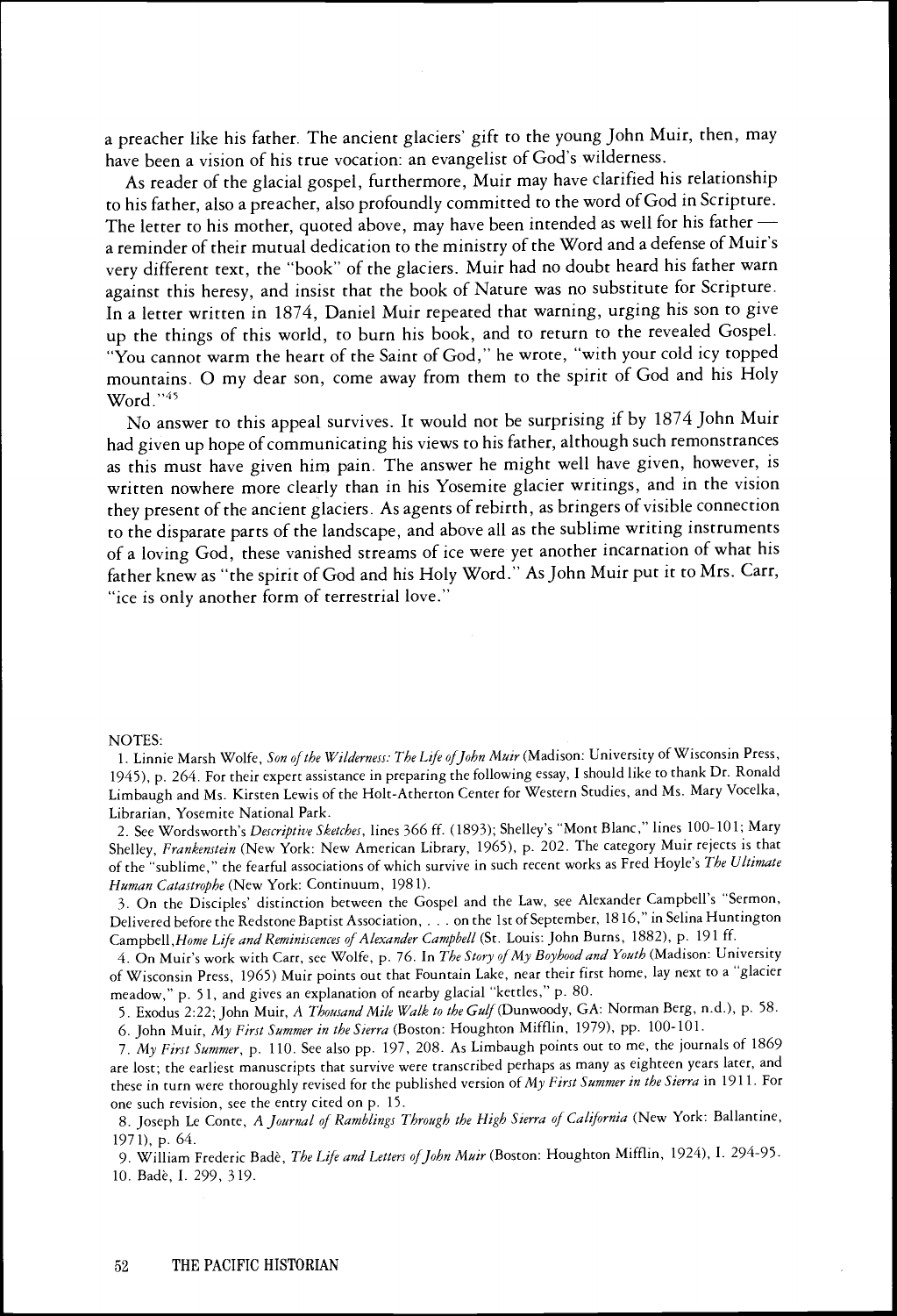a preacher like his father. The ancient glaciers' gift to the young John Muir, then, may have been a vision of his true vocation: an evangelist of God's wilderness.

As reader of the glacial gospel, furthermore, Muir may have clarified his relationship to his father, also a preacher, also profoundly committed to the word of God in Scripture. The letter to his mother, quoted above, may have been intended as well for his father — a reminder of their mutual dedication to the ministry of the Word and a defense of Muir's very different text, the "book" of the glaciers. Muir had no doubt heard his father warn against this heresy, and insist that the book of Nature was no substitute for Scripture. In a letter written in 1874, Daniel Muir repeated that warning, urging his son to give up the things of this world, to burn his book, and to return to the revealed Gospel. "You cannot warm the heart of the Saint of God," he wrote, "with your cold icy topped mountains. O my dear son, come away from them to the spirit of God and his Holy Word."[45]

No answer to this appeal survives. It would not be surprising if by 1874 John Muir had given up hope of communicating his views to his father, although such remonstrances as this must have given him pain. The answer he might well have given, however, is written nowhere more clearly than in his Yosemite glacier writings, and in the vision they present of the ancient glaciers. As agents of rebirth, as bringers of visible connection to the disparate parts of the landscape, and above all as the sublime writing instruments of a loving God, these vanished streams of ice were yet another incarnation of what his father knew as "the spirit of God and his Holy Word." As John Muir put it to Mrs. Carr, "ice is only another form of terrestrial love."

NOTES:

1. Linnie Marsh Wolfe, *Son of the Wilderness: The Life of John Muir* (Madison: University of Wisconsin Press, 1945), p. 264. For their expert assistance in preparing the following essay, I should like to thank Dr. Ronald Limbaugh and Ms. Kirsten Lewis of the Holt-Atherton Center for Western Studies, and Ms. Mary Vocelka, Librarian, Yosemite National Park.

2. See Wordsworth's *Descriptive Sketches*, lines 366 ff. (1893); Shelley's "Mont Blanc," lines 100-101; Mary Shelley, *Frankenstein* (New York: New American Library, 1965), p. 202. The category Muir rejects is that of the "sublime," the fearful associations of which survive in such recent works as Fred Hoyle's *The Ultimate Human Catastrophe* (New York: Continuum, 1981).

3. On the Disciples' distinction between the Gospel and the Law, see Alexander Campbell's "Sermon, Delivered before the Redstone Baptist Association, . . . on the 1st of September, 1816," in Selina Huntington Campbell, *Home Life and Reminiscences of Alexander Campbell* (St. Louis: John Burns, 1882), p. 191 ff.

4. On Muir's work with Carr, see Wolfe, p. 76. In *The Story of My Boyhood and Youth* (Madison: University of Wisconsin Press, 1965) Muir points out that Fountain Lake, near their first home, lay next to a "glacier meadow," p. 51, and gives an explanation of nearby glacial "kettles," p. 80.

5. Exodus 2:22; John Muir, *A Thousand Mile Walk to the Gulf* (Dunwoody, GA: Norman Berg, n.d.), p. 58.

6. John Muir, *My First Summer in the Sierra* (Boston: Houghton Mifflin, 1979), pp. 100-101.

7. *My First Summer*, p. 110. See also pp. 197, 208. As Limbaugh points out to me, the journals of 1869 are lost; the earliest manuscripts that survive were transcribed perhaps as many as eighteen years later, and these in turn were thoroughly revised for the published version of *My First Summer in the Sierra* in 1911. For one such revision, see the entry cited on p. 15.

8. Joseph Le Conte, *A Journal of Ramblings Through the High Sierra of California* (New York: Ballantine, 1971), p. 64.

9. William Frederic Badè, *The Life and Letters of John Muir* (Boston: Houghton Mifflin, 1924), I. 294-95.

10. Badè, I. 299, 319.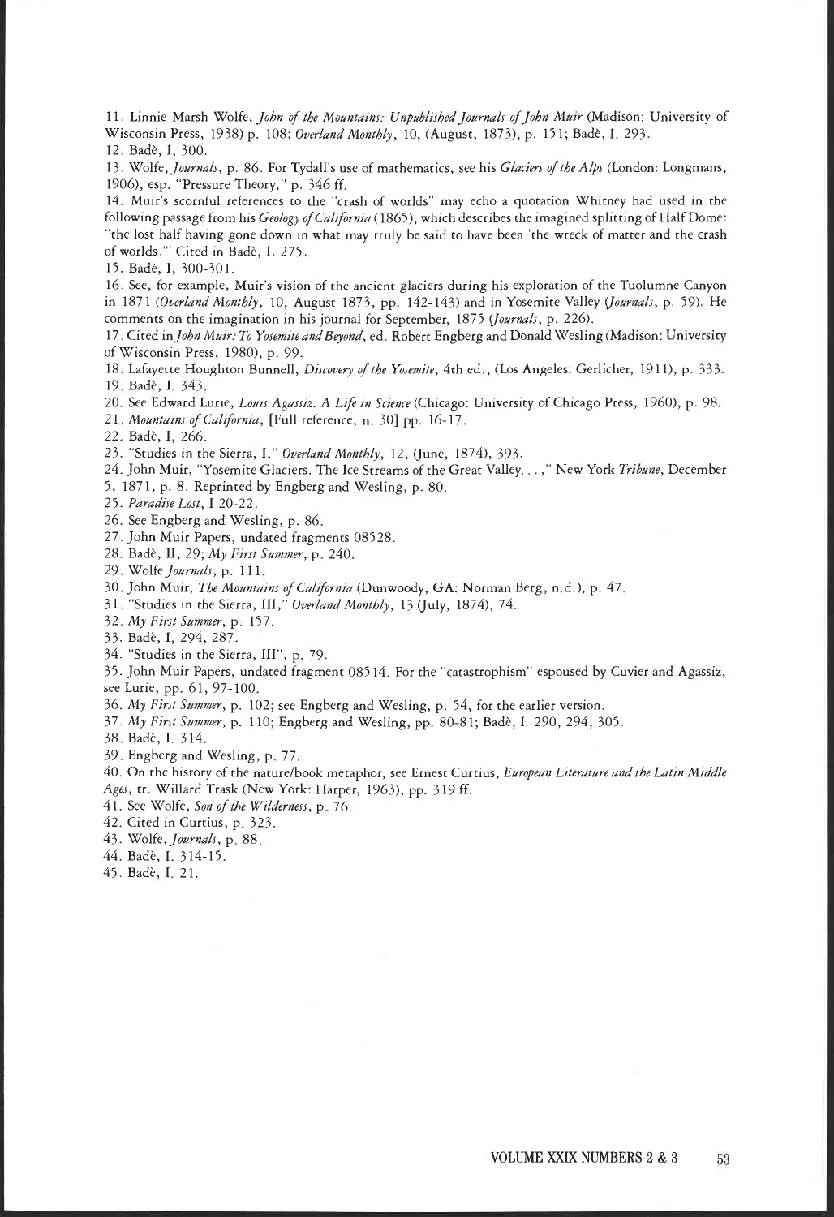11. Linnie Marsh Wolfe, *John of the Mountains: Unpublished Journals of John Muir* (Madison: University of Wisconsin Press, 1938) p. 108; *Overland Monthly*, 10, (August, 1873), p. 151; Badè, I. 293.

12. Badè, I, 300.

13. Wolfe, *Journals*, p. 86. For Tydall's use of mathematics, see his *Glaciers of the Alps* (London: Longmans, 1906), esp. "Pressure Theory," p. 346 ff.

14. Muir's scornful references to the "crash of worlds" may echo a quotation Whitney had used in the following passage from his *Geology of California* (1865), which describes the imagined splitting of Half Dome: "the lost half having gone down in what may truly be said to have been 'the wreck of matter and the crash of worlds.'" Cited in Badè, I. 275.

15. Badè, I, 300-301.

16. See, for example, Muir's vision of the ancient glaciers during his exploration of the Tuolumne Canyon in 1871 (*Overland Monthly*, 10, August 1873, pp. 142-143) and in Yosemite Valley (*Journals*, p. 59). He comments on the imagination in his journal for September, 1875 (*Journals*, p. 226).

17. Cited in *John Muir: To Yosemite and Beyond*, ed. Robert Engberg and Donald Wesling (Madison: University of Wisconsin Press, 1980), p. 99.

18. Lafayette Houghton Bunnell, *Discovery of the Yosemite*, 4th ed., (Los Angeles: Gerlicher, 1911), p. 333.

19. Badè, I. 343.

20. See Edward Lurie, *Louis Agassiz: A Life in Science* (Chicago: University of Chicago Press, 1960), p. 98.

21. *Mountains of California*, [Full reference, n. 30] pp. 16-17.

22. Badè, I, 266.

23. "Studies in the Sierra, I," *Overland Monthly*, 12, (June, 1874), 393.

24. John Muir, "Yosemite Glaciers. The Ice Streams of the Great Valley. . . ," New York *Tribune*, December 5, 1871, p. 8. Reprinted by Engberg and Wesling, p. 80.

25. *Paradise Lost*, I 20-22.

26. See Engberg and Wesling, p. 86.

27. John Muir Papers, undated fragments 08528.

28. Badè, II, 29; *My First Summer*, p. 240.

29. Wolfe *Journals*, p. 111.

30. John Muir, *The Mountains of California* (Dunwoody, GA: Norman Berg, n.d.), p. 47.

31. "Studies in the Sierra, III," *Overland Monthly*, 13 (July, 1874), 74.

32. *My First Summer*, p. 157.

33. Badè, I, 294, 287.

34. "Studies in the Sierra, III", p. 79.

35. John Muir Papers, undated fragment 08514. For the "catastrophism" espoused by Cuvier and Agassiz, see Lurie, pp. 61, 97-100.

36. *My First Summer*, p. 102; see Engberg and Wesling, p. 54, for the earlier version.

37. *My First Summer*, p. 110; Engberg and Wesling, pp. 80-81; Badè, I. 290, 294, 305.

38. Badè, I. 314.

39. Engberg and Wesling, p. 77.

40. On the history of the nature/book metaphor, see Ernest Curtius, *European Literature and the Latin Middle Ages*, tr. Willard Trask (New York: Harper, 1963), pp. 319 ff.

41. See Wolfe, *Son of the Wilderness*, p. 76.

42. Cited in Curtius, p. 323.

43. Wolfe, *Journals*, p. 88.

44. Badè, I. 314-15.

45. Badè, I. 21.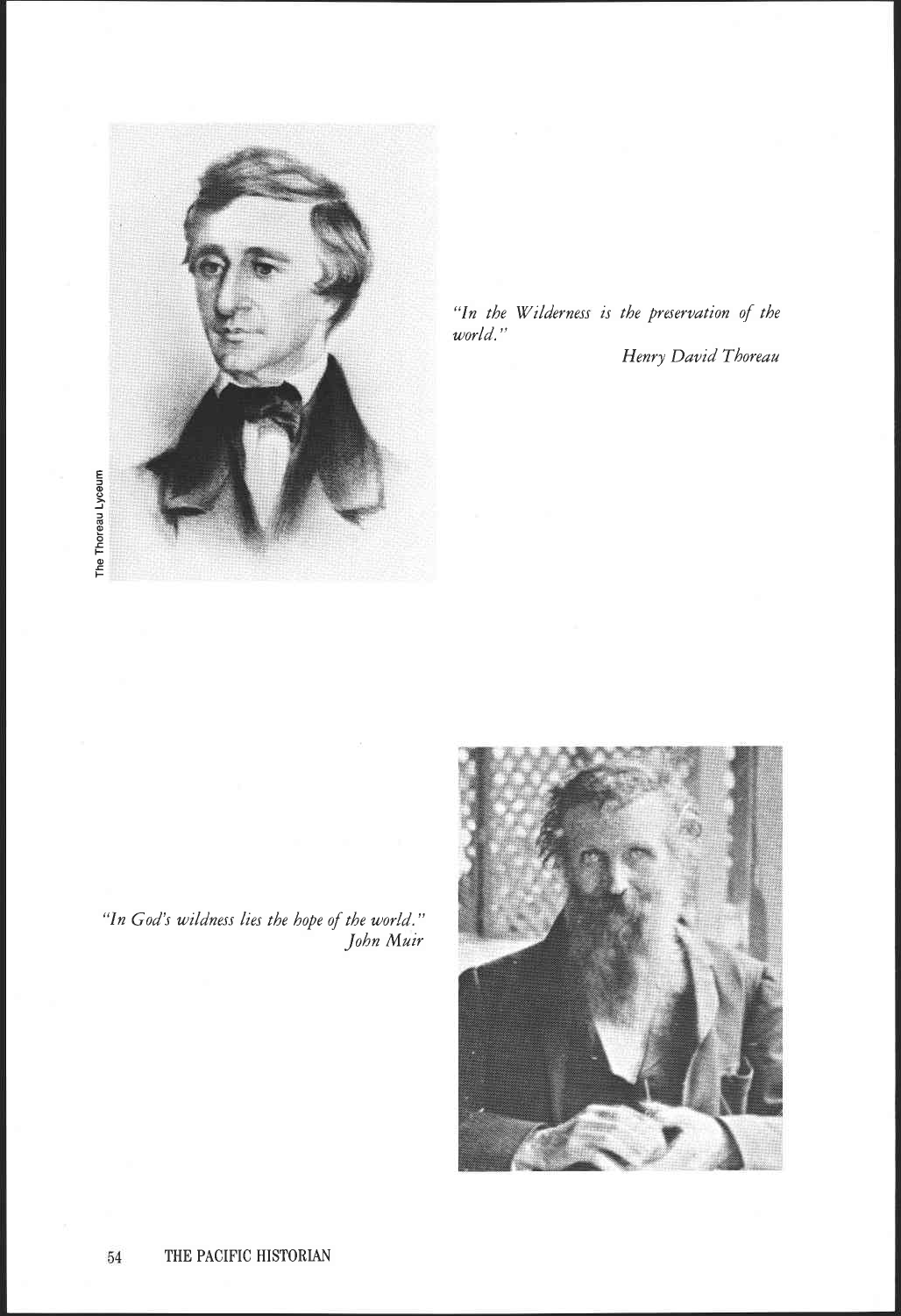The Thoreau Lyceum

*"In the Wilderness is the preservation of the world."*

*Henry David Thoreau*

*"In God's wildness lies the hope of the world."*

*John Muir*